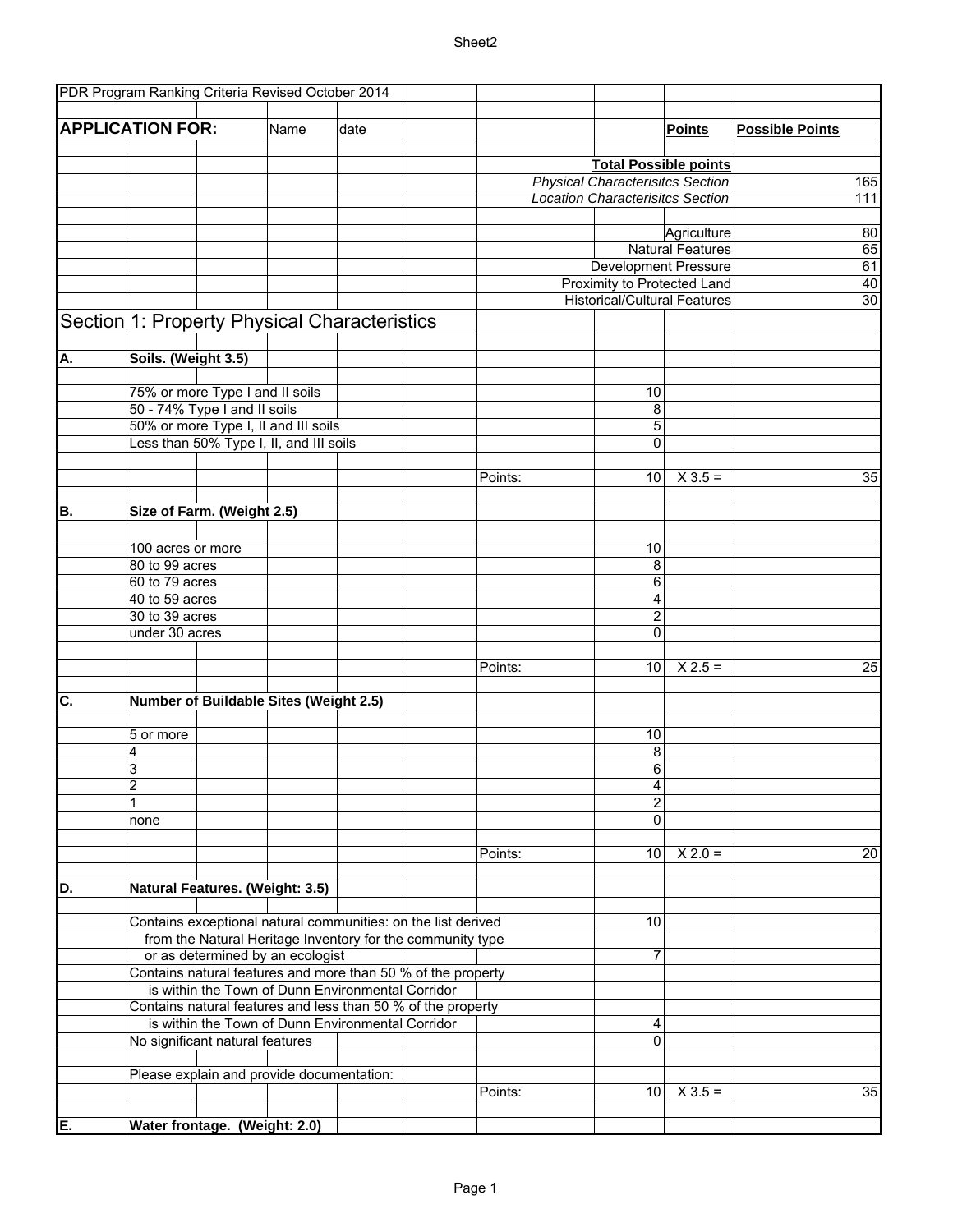PDR Program Ranking Criteria Revised October 2014

**APPLICATION FOR:** Name date

| | Points | Possible Points |
|---|---|---|
| **Total Possible points** | | |
| *Physical Characterisitcs Section* | | 165 |
| *Location Characterisitcs Section* | | 111 |
| Agriculture | | 80 |
| Natural Features | | 65 |
| Development Pressure | | 61 |
| Proximity to Protected Land | | 40 |
| Historical/Cultural Features | | 30 |

## Section 1: Property Physical Characteristics

### A. Soils. (Weight 3.5)

| Criteria | Points | | Possible Points |
|---|---|---|---|
| 75% or more Type I and II soils | 10 | | |
| 50 - 74% Type I and II soils | 8 | | |
| 50% or more Type I, II and III soils | 5 | | |
| Less than 50% Type I, II, and III soils | 0 | | |
| Points: | 10 | X 3.5 = | 35 |

### B. Size of Farm. (Weight 2.5)

| Criteria | Points | | Possible Points |
|---|---|---|---|
| 100 acres or more | 10 | | |
| 80 to 99 acres | 8 | | |
| 60 to 79 acres | 6 | | |
| 40 to 59 acres | 4 | | |
| 30 to 39 acres | 2 | | |
| under 30 acres | 0 | | |
| Points: | 10 | X 2.5 = | 25 |

### C. Number of Buildable Sites (Weight 2.5)

| Criteria | Points | | Possible Points |
|---|---|---|---|
| 5 or more | 10 | | |
| 4 | 8 | | |
| 3 | 6 | | |
| 2 | 4 | | |
| 1 | 2 | | |
| none | 0 | | |
| Points: | 10 | X 2.0 = | 20 |

### D. Natural Features. (Weight: 3.5)

| Criteria | Points | | Possible Points |
|---|---|---|---|
| Contains exceptional natural communities: on the list derived from the Natural Heritage Inventory for the community type or as determined by an ecologist | 10 | | |
| Contains natural features and more than 50 % of the property is within the Town of Dunn Environmental Corridor | 7 | | |
| Contains natural features and less than 50 % of the property is within the Town of Dunn Environmental Corridor | 4 | | |
| No significant natural features | 0 | | |
| Please explain and provide documentation: | | | |
| Points: | 10 | X 3.5 = | 35 |

### E. Water frontage. (Weight: 2.0)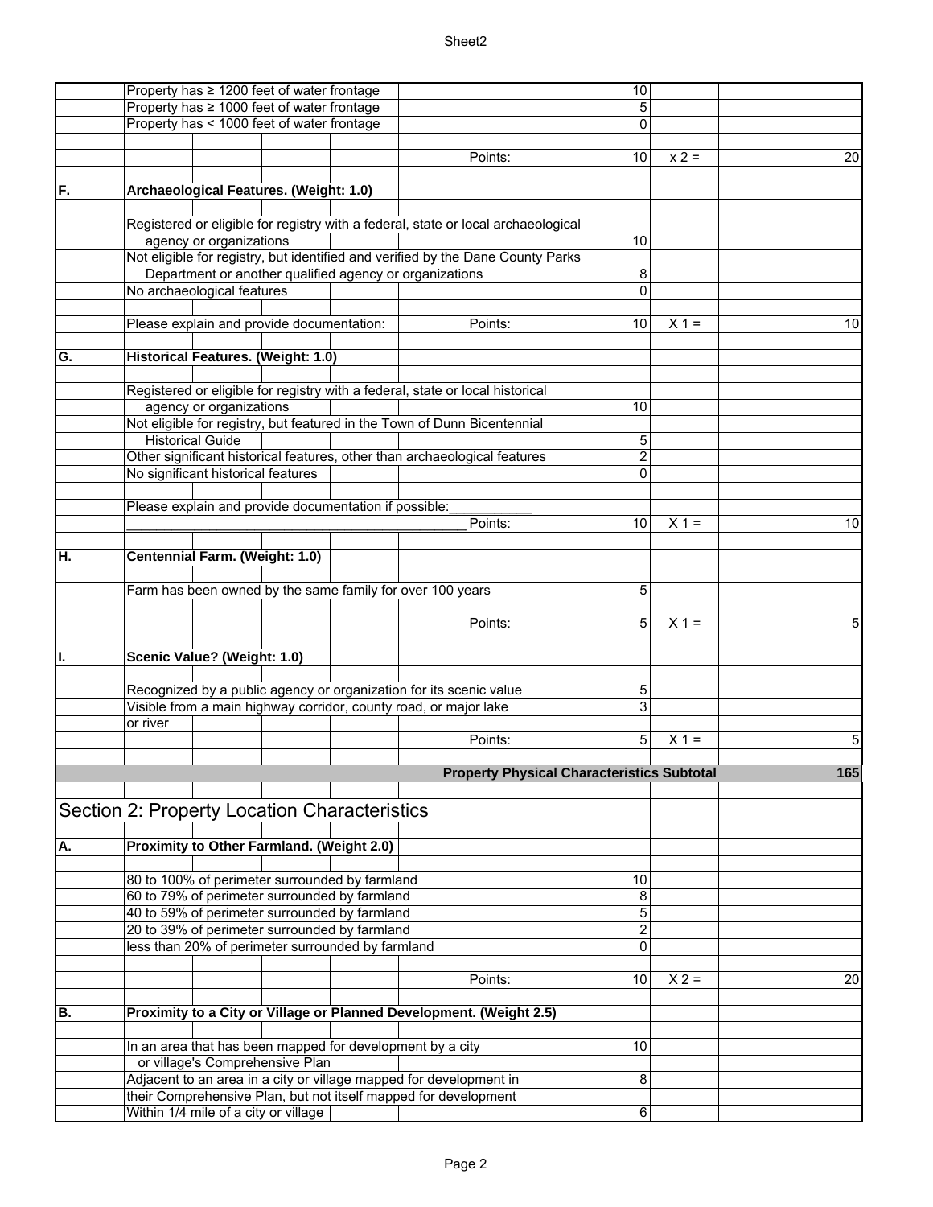| | | | | | |
|---|---|---|---|---|---|
| | Property has ≥ 1200 feet of water frontage | | 10 | | |
| | Property has ≥ 1000 feet of water frontage | | 5 | | |
| | Property has < 1000 feet of water frontage | | 0 | | |
| | | | | | |
| | | Points: | 10 | x 2 = | 20 |
| | | | | | |
| **F.** | **Archaeological Features. (Weight: 1.0)** | | | | |
| | | | | | |
| | Registered or eligible for registry with a federal, state or local archaeological | | | | |
| | agency or organizations | | 10 | | |
| | Not eligible for registry, but identified and verified by the Dane County Parks | | | | |
| | Department or another qualified agency or organizations | | 8 | | |
| | No archaeological features | | 0 | | |
| | | | | | |
| | Please explain and provide documentation: | Points: | 10 | X 1 = | 10 |
| | | | | | |
| **G.** | **Historical Features. (Weight: 1.0)** | | | | |
| | | | | | |
| | Registered or eligible for registry with a federal, state or local historical | | | | |
| | agency or organizations | | 10 | | |
| | Not eligible for registry, but featured in the Town of Dunn Bicentennial | | | | |
| | Historical Guide | | 5 | | |
| | Other significant historical features, other than archaeological features | | 2 | | |
| | No significant historical features | | 0 | | |
| | | | | | |
| | Please explain and provide documentation if possible:___________ | | | | |
| | _____________________________________________ | Points: | 10 | X 1 = | 10 |
| | | | | | |
| **H.** | **Centennial Farm. (Weight: 1.0)** | | | | |
| | | | | | |
| | Farm has been owned by the same family for over 100 years | | 5 | | |
| | | | | | |
| | | Points: | 5 | X 1 = | 5 |
| | | | | | |
| **I.** | **Scenic Value? (Weight: 1.0)** | | | | |
| | | | | | |
| | Recognized by a public agency or organization for its scenic value | | 5 | | |
| | Visible from a main highway corridor, county road, or major lake | | 3 | | |
| | or river | | | | |
| | | Points: | 5 | X 1 = | 5 |
| | | | | | |
| | | **Property Physical Characteristics Subtotal** | | | **165** |

## Section 2: Property Location Characteristics

| | | | | | |
|---|---|---|---|---|---|
| **A.** | **Proximity to Other Farmland. (Weight 2.0)** | | | | |
| | | | | | |
| | 80 to 100% of perimeter surrounded by farmland | | 10 | | |
| | 60 to 79% of perimeter surrounded by farmland | | 8 | | |
| | 40 to 59% of perimeter surrounded by farmland | | 5 | | |
| | 20 to 39% of perimeter surrounded by farmland | | 2 | | |
| | less than 20% of perimeter surrounded by farmland | | 0 | | |
| | | | | | |
| | | Points: | 10 | X 2 = | 20 |
| | | | | | |
| **B.** | **Proximity to a City or Village or Planned Development. (Weight 2.5)** | | | | |
| | | | | | |
| | In an area that has been mapped for development by a city | | 10 | | |
| | or village's Comprehensive Plan | | | | |
| | Adjacent to an area in a city or village mapped for development in | | 8 | | |
| | their Comprehensive Plan, but not itself mapped for development | | | | |
| | Within 1/4 mile of a city or village | | 6 | | |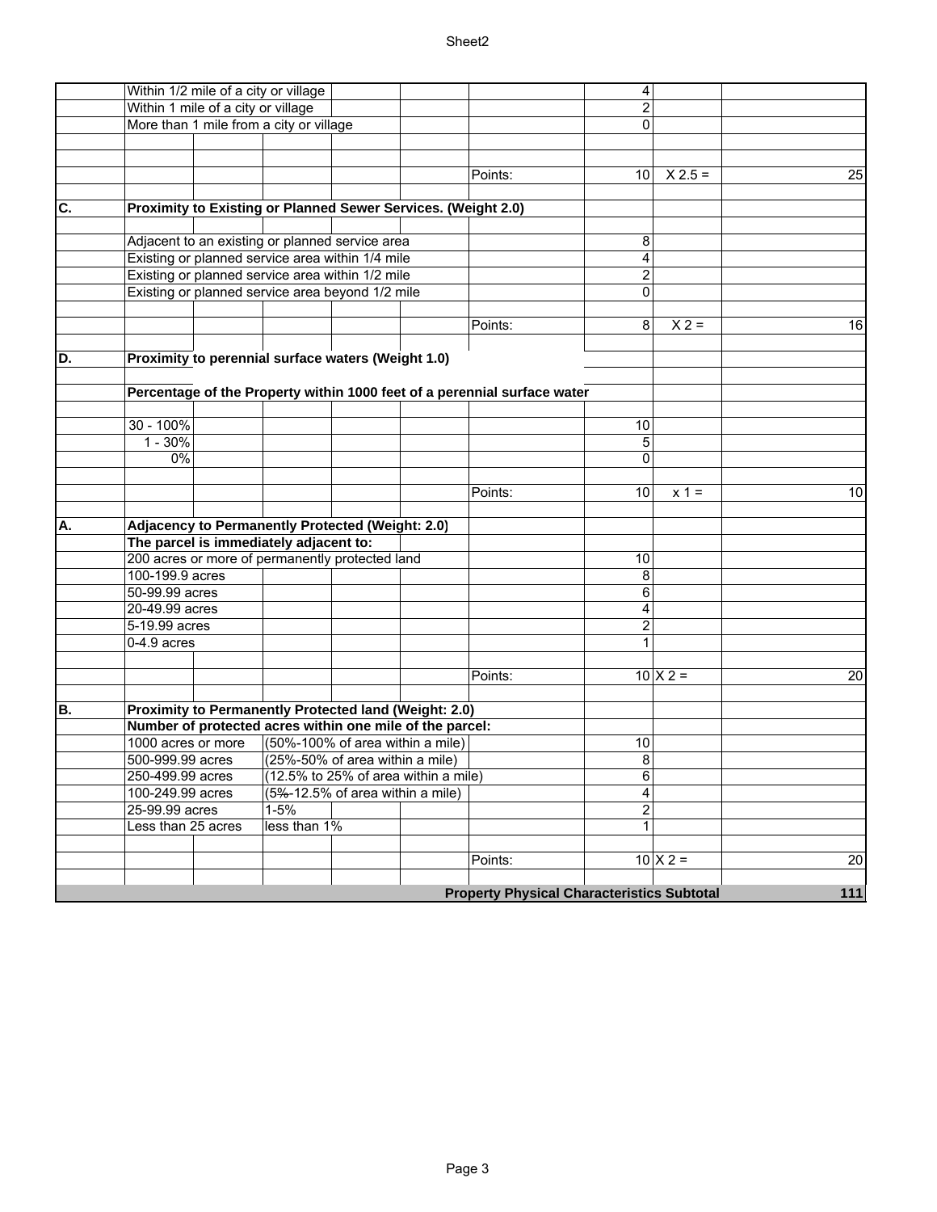| | | | | | | | | | |
|---|---|---|---|---|---|---|---|---|---|
| | Within 1/2 mile of a city or village | | | | | | 4 | | |
| | Within 1 mile of a city or village | | | | | | 2 | | |
| | More than 1 mile from a city or village | | | | | | 0 | | |
| | | | | | | | | | |
| | | | | | | | | | |
| | | | | | | Points: | 10 | X 2.5 = | 25 |
| | | | | | | | | | |
| **C.** | **Proximity to Existing or Planned Sewer Services. (Weight 2.0)** | | | | | | | | |
| | | | | | | | | | |
| | Adjacent to an existing or planned service area | | | | | | 8 | | |
| | Existing or planned service area within 1/4 mile | | | | | | 4 | | |
| | Existing or planned service area within 1/2 mile | | | | | | 2 | | |
| | Existing or planned service area beyond 1/2 mile | | | | | | 0 | | |
| | | | | | | | | | |
| | | | | | | Points: | 8 | X 2 = | 16 |
| | | | | | | | | | |
| **D.** | **Proximity to perennial surface waters (Weight 1.0)** | | | | | | | | |
| | | | | | | | | | |
| | **Percentage of the Property within 1000 feet of a perennial surface water** | | | | | | | | |
| | | | | | | | | | |
| | 30 - 100% | | | | | | 10 | | |
| | 1 - 30% | | | | | | 5 | | |
| | 0% | | | | | | 0 | | |
| | | | | | | | | | |
| | | | | | | Points: | 10 | x 1 = | 10 |
| | | | | | | | | | |
| **A.** | **Adjacency to Permanently Protected (Weight: 2.0)** | | | | | | | | |
| | **The parcel is immediately adjacent to:** | | | | | | | | |
| | 200 acres or more of permanently protected land | | | | | | 10 | | |
| | 100-199.9 acres | | | | | | 8 | | |
| | 50-99.99 acres | | | | | | 6 | | |
| | 20-49.99 acres | | | | | | 4 | | |
| | 5-19.99 acres | | | | | | 2 | | |
| | 0-4.9 acres | | | | | | 1 | | |
| | | | | | | | | | |
| | | | | | | Points: | 10 | X 2 = | 20 |
| | | | | | | | | | |
| **B.** | **Proximity to Permanently Protected land (Weight: 2.0)** | | | | | | | | |
| | **Number of protected acres within one mile of the parcel:** | | | | | | | | |
| | 1000 acres or more | | (50%-100% of area within a mile) | | | | 10 | | |
| | 500-999.99 acres | | (25%-50% of area within a mile) | | | | 8 | | |
| | 250-499.99 acres | | (12.5% to 25% of area within a mile) | | | | 6 | | |
| | 100-249.99 acres | | (5%-12.5% of area within a mile) | | | | 4 | | |
| | 25-99.99 acres | | 1-5% | | | | 2 | | |
| | Less than 25 acres | | less than 1% | | | | 1 | | |
| | | | | | | | | | |
| | | | | | | Points: | 10 | X 2 = | 20 |
| | | | | | | | | | |
| | | | | | | **Property Physical Characteristics Subtotal** | | | **111** |